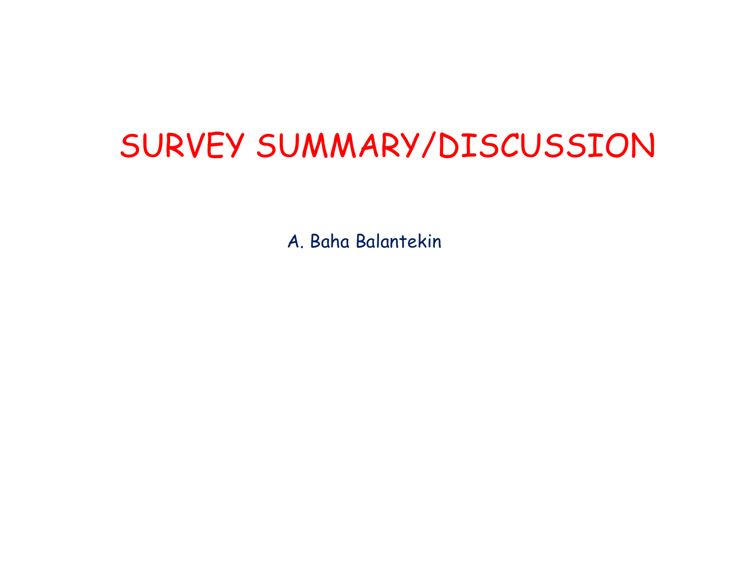# SURVEY SUMMARY/DISCUSSION

A. Baha Balantekin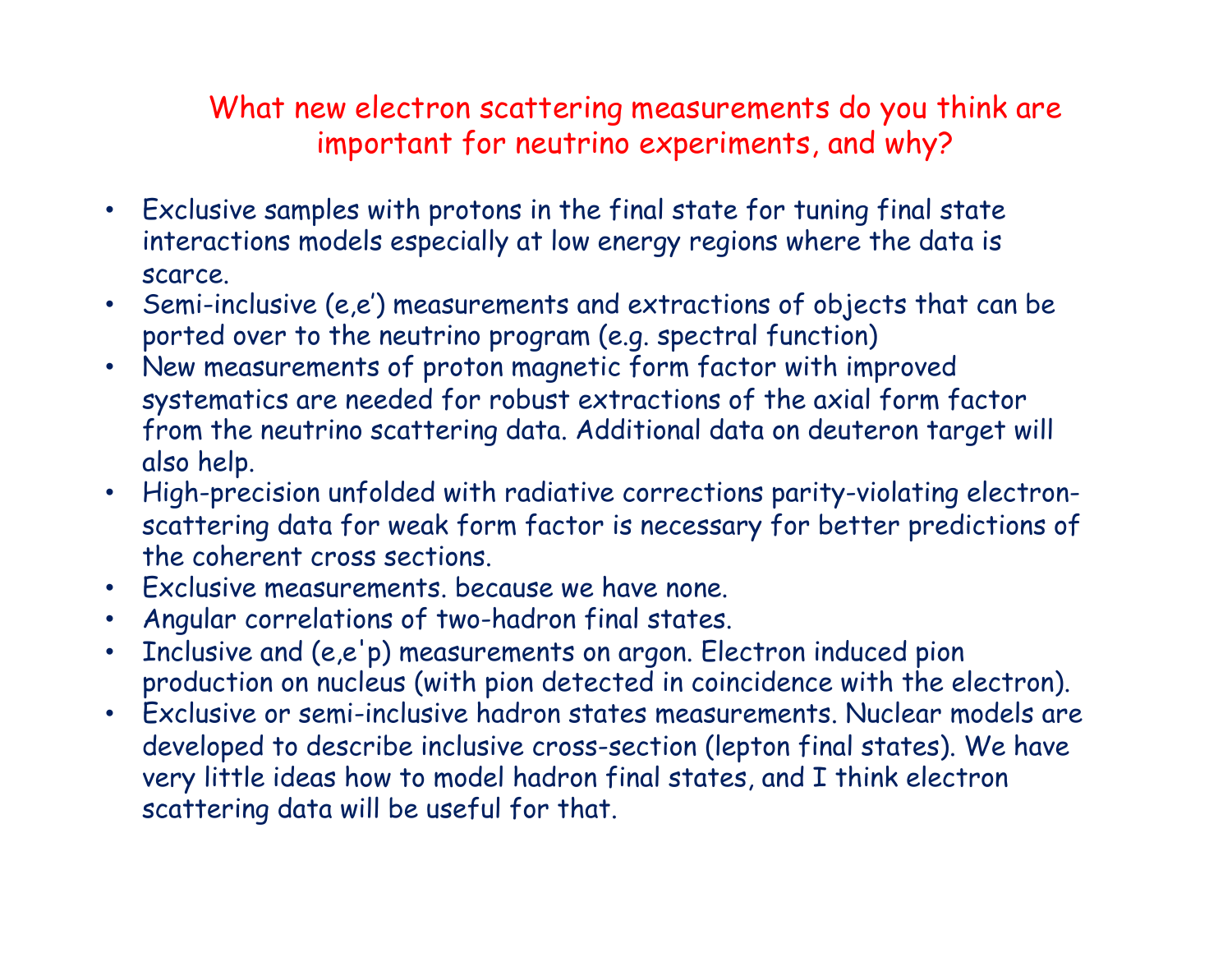## What new electron scattering measurements do you think are important for neutrino experiments, and why?

- Exclusive samples with protons in the final state for tuning final state interactions models especially at low energy regions where the data is scarce.
- Semi-inclusive (e,e’) measurements and extractions of objects that can be ported over to the neutrino program (e.g. spectral function)
- New measurements of proton magnetic form factor with improved systematics are needed for robust extractions of the axial form factor from the neutrino scattering data. Additional data on deuteron target will also help.
- High-precision unfolded with radiative corrections parity-violating electron-scattering data for weak form factor is necessary for better predictions of the coherent cross sections.
- Exclusive measurements. because we have none.
- Angular correlations of two-hadron final states.
- Inclusive and (e,e'p) measurements on argon. Electron induced pion production on nucleus (with pion detected in coincidence with the electron).
- Exclusive or semi-inclusive hadron states measurements. Nuclear models are developed to describe inclusive cross-section (lepton final states). We have very little ideas how to model hadron final states, and I think electron scattering data will be useful for that.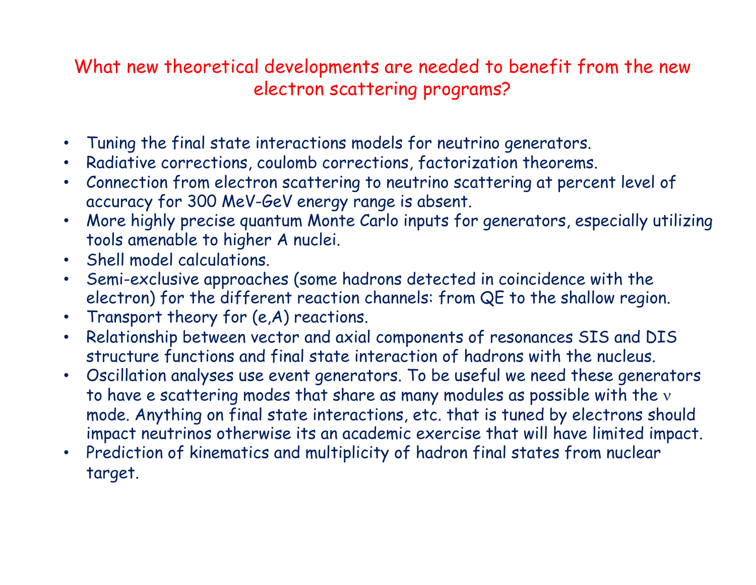## What new theoretical developments are needed to benefit from the new electron scattering programs?

- Tuning the final state interactions models for neutrino generators.
- Radiative corrections, coulomb corrections, factorization theorems.
- Connection from electron scattering to neutrino scattering at percent level of accuracy for 300 MeV-GeV energy range is absent.
- More highly precise quantum Monte Carlo inputs for generators, especially utilizing tools amenable to higher A nuclei.
- Shell model calculations.
- Semi-exclusive approaches (some hadrons detected in coincidence with the electron) for the different reaction channels: from QE to the shallow region.
- Transport theory for (e,A) reactions.
- Relationship between vector and axial components of resonances SIS and DIS structure functions and final state interaction of hadrons with the nucleus.
- Oscillation analyses use event generators. To be useful we need these generators to have e scattering modes that share as many modules as possible with the $\nu$ mode. Anything on final state interactions, etc. that is tuned by electrons should impact neutrinos otherwise its an academic exercise that will have limited impact.
- Prediction of kinematics and multiplicity of hadron final states from nuclear target.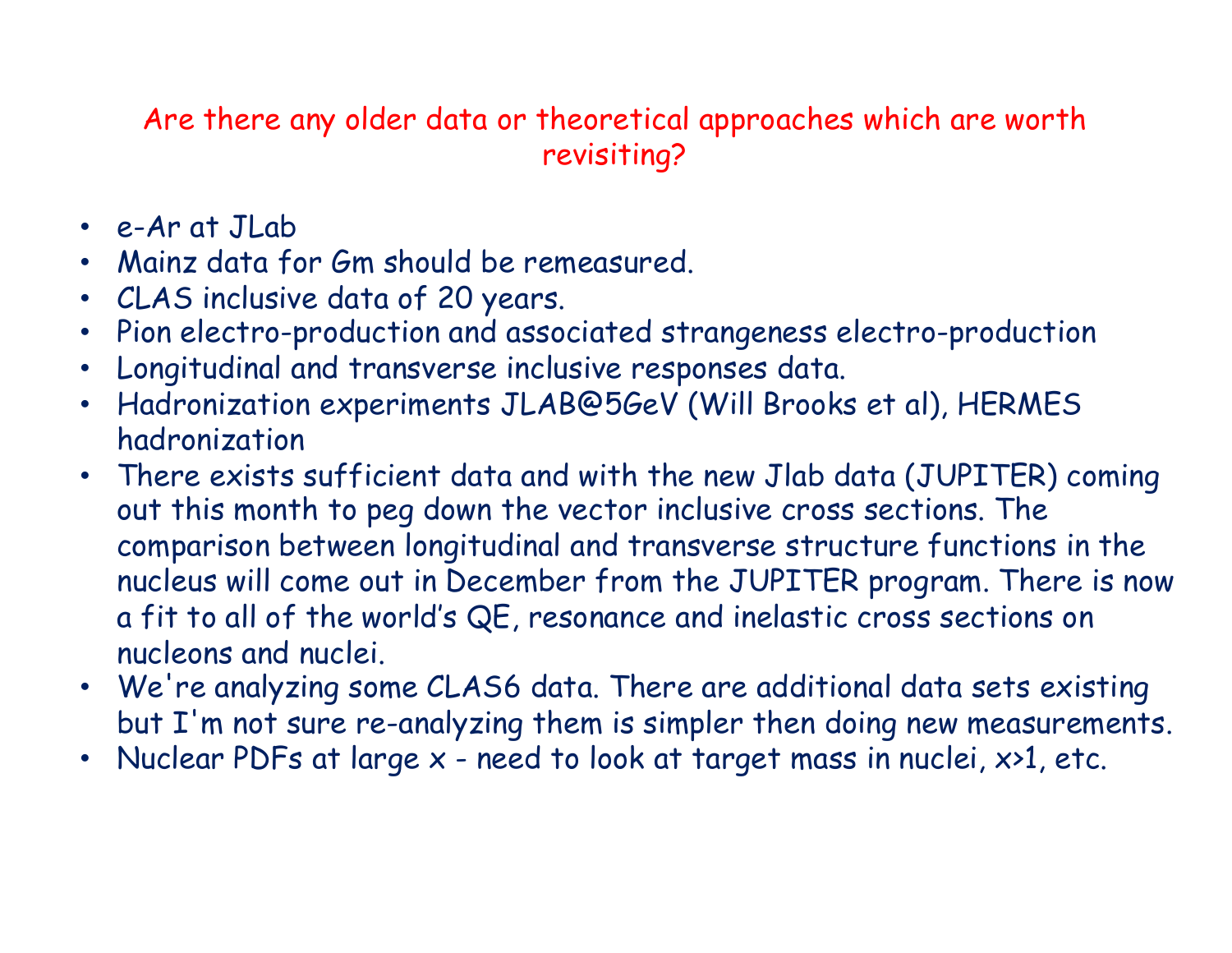## Are there any older data or theoretical approaches which are worth revisiting?

- e-Ar at JLab
- Mainz data for Gm should be remeasured.
- CLAS inclusive data of 20 years.
- Pion electro-production and associated strangeness electro-production
- Longitudinal and transverse inclusive responses data.
- Hadronization experiments JLAB@5GeV (Will Brooks et al), HERMES hadronization
- There exists sufficient data and with the new Jlab data (JUPITER) coming out this month to peg down the vector inclusive cross sections. The comparison between longitudinal and transverse structure functions in the nucleus will come out in December from the JUPITER program. There is now a fit to all of the world's QE, resonance and inelastic cross sections on nucleons and nuclei.
- We're analyzing some CLAS6 data. There are additional data sets existing but I'm not sure re-analyzing them is simpler then doing new measurements.
- Nuclear PDFs at large x - need to look at target mass in nuclei, x>1, etc.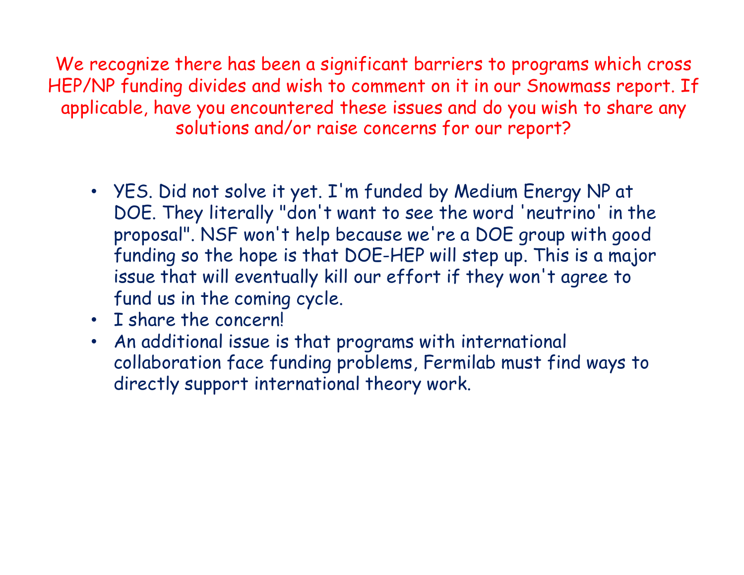We recognize there has been a significant barriers to programs which cross HEP/NP funding divides and wish to comment on it in our Snowmass report. If applicable, have you encountered these issues and do you wish to share any solutions and/or raise concerns for our report?

- YES. Did not solve it yet. I'm funded by Medium Energy NP at DOE. They literally "don't want to see the word 'neutrino' in the proposal". NSF won't help because we're a DOE group with good funding so the hope is that DOE-HEP will step up. This is a major issue that will eventually kill our effort if they won't agree to fund us in the coming cycle.
- I share the concern!
- An additional issue is that programs with international collaboration face funding problems, Fermilab must find ways to directly support international theory work.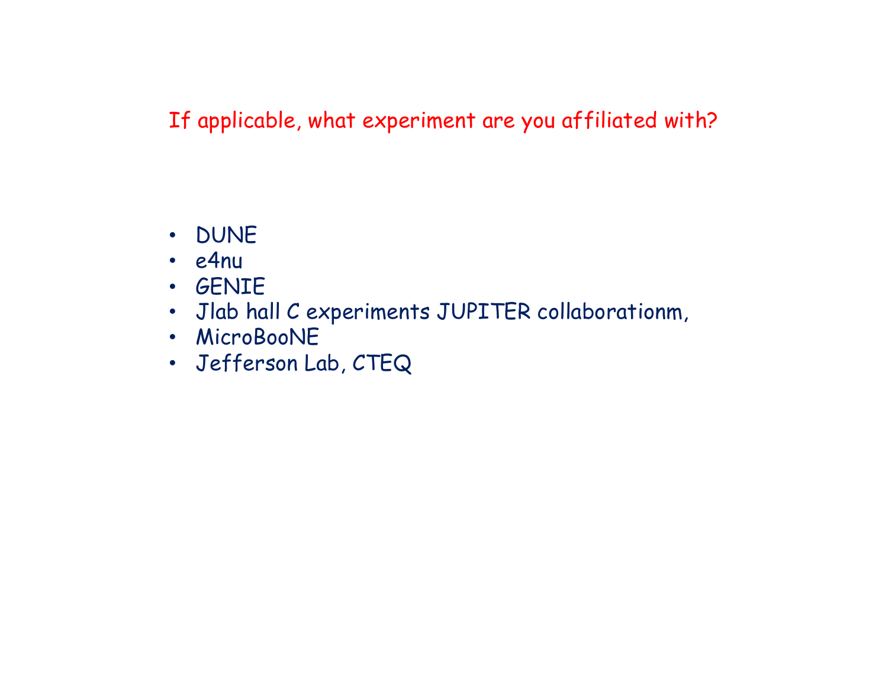## If applicable, what experiment are you affiliated with?

- DUNE
- e4nu
- GENIE
- Jlab hall C experiments JUPITER collaborationm,
- MicroBooNE
- Jefferson Lab, CTEQ